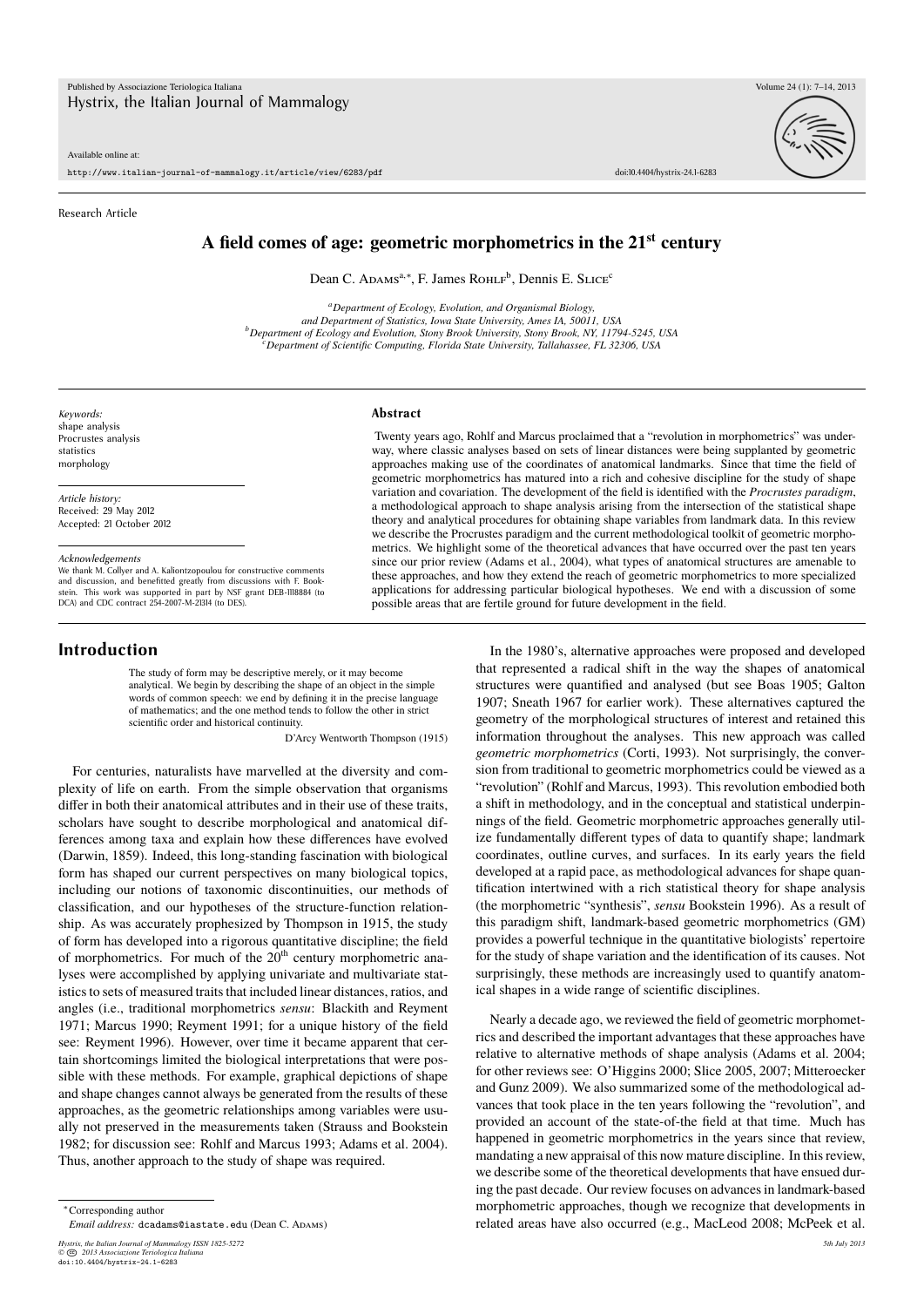Research Article

# A field comes of age: geometric morphometrics in the 21st century

Dean C. ADAMS[a,*], F. James ROHLF[b], Dennis E. SLICE[c]

[a] *Department of Ecology, Evolution, and Organismal Biology, and Department of Statistics, Iowa State University, Ames IA, 50011, USA*
[b] *Department of Ecology and Evolution, Stony Brook University, Stony Brook, NY, 11794-5245, USA*
[c] *Department of Scientific Computing, Florida State University, Tallahassee, FL 32306, USA*

*Keywords:*
shape analysis
Procrustes analysis
statistics
morphology

*Article history:*
Received: 29 May 2012
Accepted: 21 October 2012

*Acknowledgements*
We thank M. Collyer and A. Kaliontzopoulou for constructive comments and discussion, and benefitted greatly from discussions with F. Bookstein. This work was supported in part by NSF grant DEB-1118884 (to DCA) and CDC contract 254-2007-M-21314 (to DES).

## Abstract

Twenty years ago, Rohlf and Marcus proclaimed that a "revolution in morphometrics" was underway, where classic analyses based on sets of linear distances were being supplanted by geometric approaches making use of the coordinates of anatomical landmarks. Since that time the field of geometric morphometrics has matured into a rich and cohesive discipline for the study of shape variation and covariation. The development of the field is identified with the *Procrustes paradigm*, a methodological approach to shape analysis arising from the intersection of the statistical shape theory and analytical procedures for obtaining shape variables from landmark data. In this review we describe the Procrustes paradigm and the current methodological toolkit of geometric morphometrics. We highlight some of the theoretical advances that have occurred over the past ten years since our prior review (Adams et al., 2004), what types of anatomical structures are amenable to these approaches, and how they extend the reach of geometric morphometrics to more specialized applications for addressing particular biological hypotheses. We end with a discussion of some possible areas that are fertile ground for future development in the field.

## Introduction

> The study of form may be descriptive merely, or it may become analytical. We begin by describing the shape of an object in the simple words of common speech: we end by defining it in the precise language of mathematics; and the one method tends to follow the other in strict scientific order and historical continuity.
>
> D'Arcy Wentworth Thompson (1915)

For centuries, naturalists have marvelled at the diversity and complexity of life on earth. From the simple observation that organisms differ in both their anatomical attributes and in their use of these traits, scholars have sought to describe morphological and anatomical differences among taxa and explain how these differences have evolved (Darwin, 1859). Indeed, this long-standing fascination with biological form has shaped our current perspectives on many biological topics, including our notions of taxonomic discontinuities, our methods of classification, and our hypotheses of the structure-function relationship. As was accurately prophesized by Thompson in 1915, the study of form has developed into a rigorous quantitative discipline; the field of morphometrics. For much of the 20th century morphometric analyses were accomplished by applying univariate and multivariate statistics to sets of measured traits that included linear distances, ratios, and angles (i.e., traditional morphometrics *sensu*: Blackith and Reyment 1971; Marcus 1990; Reyment 1991; for a unique history of the field see: Reyment 1996). However, over time it became apparent that certain shortcomings limited the biological interpretations that were possible with these methods. For example, graphical depictions of shape and shape changes cannot always be generated from the results of these approaches, as the geometric relationships among variables were usually not preserved in the measurements taken (Strauss and Bookstein 1982; for discussion see: Rohlf and Marcus 1993; Adams et al. 2004). Thus, another approach to the study of shape was required.

In the 1980's, alternative approaches were proposed and developed that represented a radical shift in the way the shapes of anatomical structures were quantified and analysed (but see Boas 1905; Galton 1907; Sneath 1967 for earlier work). These alternatives captured the geometry of the morphological structures of interest and retained this information throughout the analyses. This new approach was called *geometric morphometrics* (Corti, 1993). Not surprisingly, the conversion from traditional to geometric morphometrics could be viewed as a "revolution" (Rohlf and Marcus, 1993). This revolution embodied both a shift in methodology, and in the conceptual and statistical underpinnings of the field. Geometric morphometric approaches generally utilize fundamentally different types of data to quantify shape; landmark coordinates, outline curves, and surfaces. In its early years the field developed at a rapid pace, as methodological advances for shape quantification intertwined with a rich statistical theory for shape analysis (the morphometric "synthesis", *sensu* Bookstein 1996). As a result of this paradigm shift, landmark-based geometric morphometrics (GM) provides a powerful technique in the quantitative biologists' repertoire for the study of shape variation and the identification of its causes. Not surprisingly, these methods are increasingly used to quantify anatomical shapes in a wide range of scientific disciplines.

Nearly a decade ago, we reviewed the field of geometric morphometrics and described the important advantages that these approaches have relative to alternative methods of shape analysis (Adams et al. 2004; for other reviews see: O'Higgins 2000; Slice 2005, 2007; Mitteroecker and Gunz 2009). We also summarized some of the methodological advances that took place in the ten years following the "revolution", and provided an account of the state-of-the field at that time. Much has happened in geometric morphometrics in the years since that review, mandating a new appraisal of this now mature discipline. In this review, we describe some of the theoretical developments that have ensued during the past decade. Our review focuses on advances in landmark-based morphometric approaches, though we recognize that developments in related areas have also occurred (e.g., MacLeod 2008; McPeek et al.

*Corresponding author
*Email address:* dcadams@iastate.edu (Dean C. ADAMS)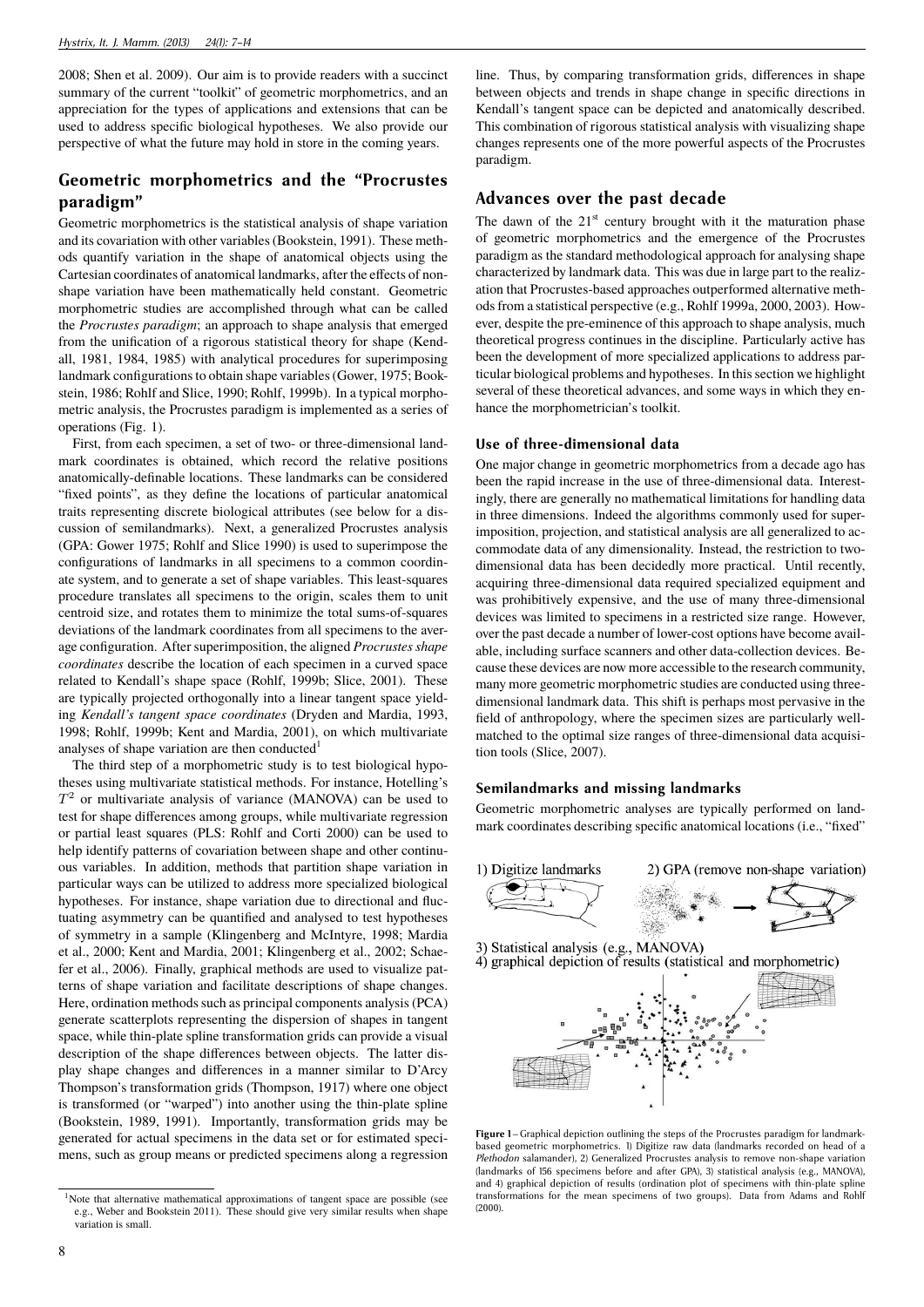2008; Shen et al. 2009). Our aim is to provide readers with a succinct summary of the current "toolkit" of geometric morphometrics, and an appreciation for the types of applications and extensions that can be used to address specific biological hypotheses. We also provide our perspective of what the future may hold in store in the coming years.

## Geometric morphometrics and the "Procrustes paradigm"

Geometric morphometrics is the statistical analysis of shape variation and its covariation with other variables (Bookstein, 1991). These methods quantify variation in the shape of anatomical objects using the Cartesian coordinates of anatomical landmarks, after the effects of non-shape variation have been mathematically held constant. Geometric morphometric studies are accomplished through what can be called the *Procrustes paradigm*; an approach to shape analysis that emerged from the unification of a rigorous statistical theory for shape (Kendall, 1981, 1984, 1985) with analytical procedures for superimposing landmark configurations to obtain shape variables (Gower, 1975; Bookstein, 1986; Rohlf and Slice, 1990; Rohlf, 1999b). In a typical morphometric analysis, the Procrustes paradigm is implemented as a series of operations (Fig. 1).

First, from each specimen, a set of two- or three-dimensional landmark coordinates is obtained, which record the relative positions anatomically-definable locations. These landmarks can be considered "fixed points", as they define the locations of particular anatomical traits representing discrete biological attributes (see below for a discussion of semilandmarks). Next, a generalized Procrustes analysis (GPA: Gower 1975; Rohlf and Slice 1990) is used to superimpose the configurations of landmarks in all specimens to a common coordinate system, and to generate a set of shape variables. This least-squares procedure translates all specimens to the origin, scales them to unit centroid size, and rotates them to minimize the total sums-of-squares deviations of the landmark coordinates from all specimens to the average configuration. After superimposition, the aligned *Procrustes shape coordinates* describe the location of each specimen in a curved space related to Kendall's shape space (Rohlf, 1999b; Slice, 2001). These are typically projected orthogonally into a linear tangent space yielding *Kendall's tangent space coordinates* (Dryden and Mardia, 1993, 1998; Rohlf, 1999b; Kent and Mardia, 2001), on which multivariate analyses of shape variation are then conducted[1]

The third step of a morphometric study is to test biological hypotheses using multivariate statistical methods. For instance, Hotelling's $T^2$ or multivariate analysis of variance (MANOVA) can be used to test for shape differences among groups, while multivariate regression or partial least squares (PLS: Rohlf and Corti 2000) can be used to help identify patterns of covariation between shape and other continuous variables. In addition, methods that partition shape variation in particular ways can be utilized to address more specialized biological hypotheses. For instance, shape variation due to directional and fluctuating asymmetry can be quantified and analysed to test hypotheses of symmetry in a sample (Klingenberg and McIntyre, 1998; Mardia et al., 2000; Kent and Mardia, 2001; Klingenberg et al., 2002; Schaefer et al., 2006). Finally, graphical methods are used to visualize patterns of shape variation and facilitate descriptions of shape changes. Here, ordination methods such as principal components analysis (PCA) generate scatterplots representing the dispersion of shapes in tangent space, while thin-plate spline transformation grids can provide a visual description of the shape differences between objects. The latter display shape changes and differences in a manner similar to D'Arcy Thompson's transformation grids (Thompson, 1917) where one object is transformed (or "warped") into another using the thin-plate spline (Bookstein, 1989, 1991). Importantly, transformation grids may be generated for actual specimens in the data set or for estimated specimens, such as group means or predicted specimens along a regression line. Thus, by comparing transformation grids, differences in shape between objects and trends in shape change in specific directions in Kendall's tangent space can be depicted and anatomically described. This combination of rigorous statistical analysis with visualizing shape changes represents one of the more powerful aspects of the Procrustes paradigm.

[1] Note that alternative mathematical approximations of tangent space are possible (see e.g., Weber and Bookstein 2011). These should give very similar results when shape variation is small.

## Advances over the past decade

The dawn of the 21[st] century brought with it the maturation phase of geometric morphometrics and the emergence of the Procrustes paradigm as the standard methodological approach for analysing shape characterized by landmark data. This was due in large part to the realization that Procrustes-based approaches outperformed alternative methods from a statistical perspective (e.g., Rohlf 1999a, 2000, 2003). However, despite the pre-eminence of this approach to shape analysis, much theoretical progress continues in the discipline. Particularly active has been the development of more specialized applications to address particular biological problems and hypotheses. In this section we highlight several of these theoretical advances, and some ways in which they enhance the morphometrician's toolkit.

### Use of three-dimensional data

One major change in geometric morphometrics from a decade ago has been the rapid increase in the use of three-dimensional data. Interestingly, there are generally no mathematical limitations for handling data in three dimensions. Indeed the algorithms commonly used for superimposition, projection, and statistical analysis are all generalized to accommodate data of any dimensionality. Instead, the restriction to two-dimensional data has been decidedly more practical. Until recently, acquiring three-dimensional data required specialized equipment and was prohibitively expensive, and the use of many three-dimensional devices was limited to specimens in a restricted size range. However, over the past decade a number of lower-cost options have become available, including surface scanners and other data-collection devices. Because these devices are now more accessible to the research community, many more geometric morphometric studies are conducted using three-dimensional landmark data. This shift is perhaps most pervasive in the field of anthropology, where the specimen sizes are particularly well-matched to the optimal size ranges of three-dimensional data acquisition tools (Slice, 2007).

### Semilandmarks and missing landmarks

Geometric morphometric analyses are typically performed on landmark coordinates describing specific anatomical locations (i.e., "fixed"

**Figure 1** – Graphical depiction outlining the steps of the Procrustes paradigm for landmark-based geometric morphometrics. 1) Digitize raw data (landmarks recorded on head of a *Plethodon* salamander), 2) Generalized Procrustes analysis to remove non-shape variation (landmarks of 156 specimens before and after GPA), 3) statistical analysis (e.g., MANOVA), and 4) graphical depiction of results (ordination plot of specimens with thin-plate spline transformations for the mean specimens of two groups). Data from Adams and Rohlf (2000).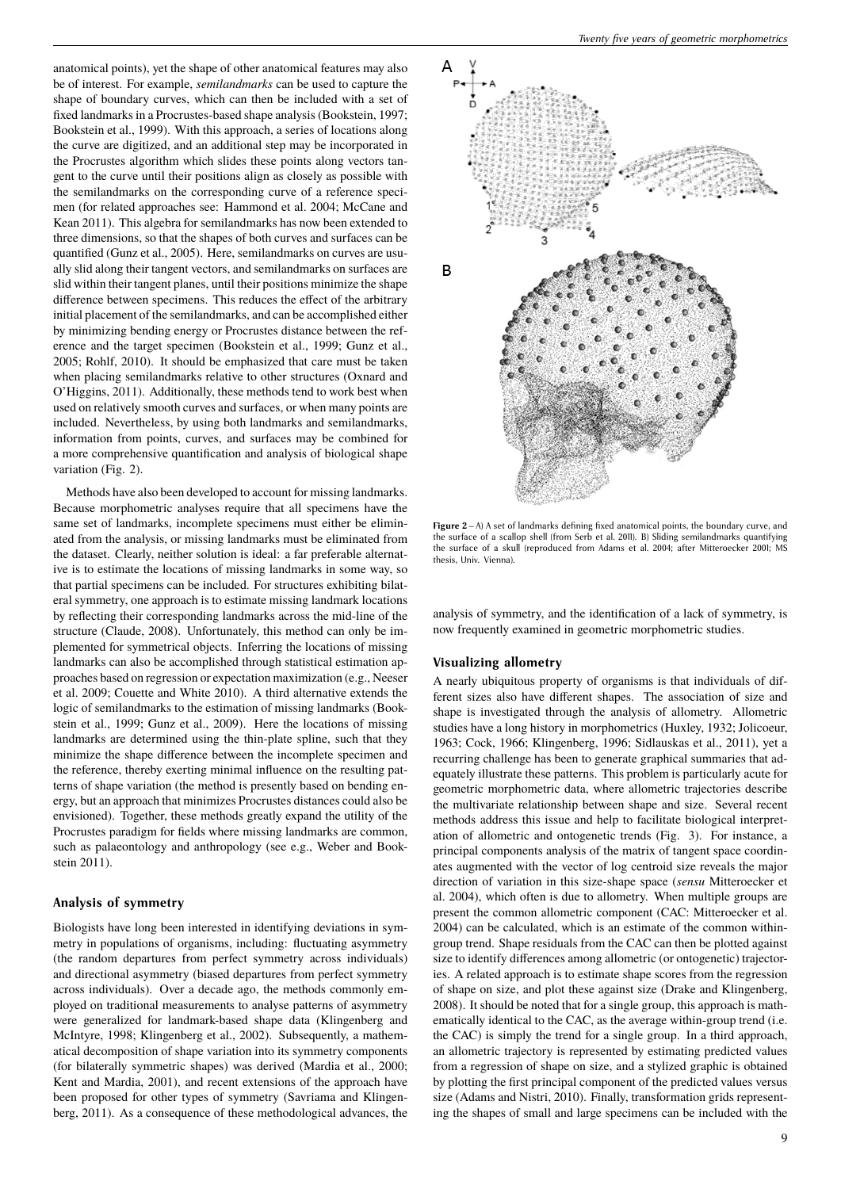anatomical points), yet the shape of other anatomical features may also be of interest. For example, *semilandmarks* can be used to capture the shape of boundary curves, which can then be included with a set of fixed landmarks in a Procrustes-based shape analysis (Bookstein, 1997; Bookstein et al., 1999). With this approach, a series of locations along the curve are digitized, and an additional step may be incorporated in the Procrustes algorithm which slides these points along vectors tangent to the curve until their positions align as closely as possible with the semilandmarks on the corresponding curve of a reference specimen (for related approaches see: Hammond et al. 2004; McCane and Kean 2011). This algebra for semilandmarks has now been extended to three dimensions, so that the shapes of both curves and surfaces can be quantified (Gunz et al., 2005). Here, semilandmarks on curves are usually slid along their tangent vectors, and semilandmarks on surfaces are slid within their tangent planes, until their positions minimize the shape difference between specimens. This reduces the effect of the arbitrary initial placement of the semilandmarks, and can be accomplished either by minimizing bending energy or Procrustes distance between the reference and the target specimen (Bookstein et al., 1999; Gunz et al., 2005; Rohlf, 2010). It should be emphasized that care must be taken when placing semilandmarks relative to other structures (Oxnard and O'Higgins, 2011). Additionally, these methods tend to work best when used on relatively smooth curves and surfaces, or when many points are included. Nevertheless, by using both landmarks and semilandmarks, information from points, curves, and surfaces may be combined for a more comprehensive quantification and analysis of biological shape variation (Fig. 2).

Methods have also been developed to account for missing landmarks. Because morphometric analyses require that all specimens have the same set of landmarks, incomplete specimens must either be eliminated from the analysis, or missing landmarks must be eliminated from the dataset. Clearly, neither solution is ideal: a far preferable alternative is to estimate the locations of missing landmarks in some way, so that partial specimens can be included. For structures exhibiting bilateral symmetry, one approach is to estimate missing landmark locations by reflecting their corresponding landmarks across the mid-line of the structure (Claude, 2008). Unfortunately, this method can only be implemented for symmetrical objects. Inferring the locations of missing landmarks can also be accomplished through statistical estimation approaches based on regression or expectation maximization (e.g., Neeser et al. 2009; Couette and White 2010). A third alternative extends the logic of semilandmarks to the estimation of missing landmarks (Bookstein et al., 1999; Gunz et al., 2009). Here the locations of missing landmarks are determined using the thin-plate spline, such that they minimize the shape difference between the incomplete specimen and the reference, thereby exerting minimal influence on the resulting patterns of shape variation (the method is presently based on bending energy, but an approach that minimizes Procrustes distances could also be envisioned). Together, these methods greatly expand the utility of the Procrustes paradigm for fields where missing landmarks are common, such as palaeontology and anthropology (see e.g., Weber and Bookstein 2011).

### Analysis of symmetry

Biologists have long been interested in identifying deviations in symmetry in populations of organisms, including: fluctuating asymmetry (the random departures from perfect symmetry across individuals) and directional asymmetry (biased departures from perfect symmetry across individuals). Over a decade ago, the methods commonly employed on traditional measurements to analyse patterns of asymmetry were generalized for landmark-based shape data (Klingenberg and McIntyre, 1998; Klingenberg et al., 2002). Subsequently, a mathematical decomposition of shape variation into its symmetry components (for bilaterally symmetric shapes) was derived (Mardia et al., 2000; Kent and Mardia, 2001), and recent extensions of the approach have been proposed for other types of symmetry (Savriama and Klingenberg, 2011). As a consequence of these methodological advances, the analysis of symmetry, and the identification of a lack of symmetry, is now frequently examined in geometric morphometric studies.

**Figure 2** – A) A set of landmarks defining fixed anatomical points, the boundary curve, and the surface of a scallop shell (from Serb et al. 2011). B) Sliding semilandmarks quantifying the surface of a skull (reproduced from Adams et al. 2004; after Mitteroecker 2001; MS thesis, Univ. Vienna).

### Visualizing allometry

A nearly ubiquitous property of organisms is that individuals of different sizes also have different shapes. The association of size and shape is investigated through the analysis of allometry. Allometric studies have a long history in morphometrics (Huxley, 1932; Jolicoeur, 1963; Cock, 1966; Klingenberg, 1996; Sidlauskas et al., 2011), yet a recurring challenge has been to generate graphical summaries that adequately illustrate these patterns. This problem is particularly acute for geometric morphometric data, where allometric trajectories describe the multivariate relationship between shape and size. Several recent methods address this issue and help to facilitate biological interpretation of allometric and ontogenetic trends (Fig. 3). For instance, a principal components analysis of the matrix of tangent space coordinates augmented with the vector of log centroid size reveals the major direction of variation in this size-shape space (*sensu* Mitteroecker et al. 2004), which often is due to allometry. When multiple groups are present the common allometric component (CAC: Mitteroecker et al. 2004) can be calculated, which is an estimate of the common within-group trend. Shape residuals from the CAC can then be plotted against size to identify differences among allometric (or ontogenetic) trajectories. A related approach is to estimate shape scores from the regression of shape on size, and plot these against size (Drake and Klingenberg, 2008). It should be noted that for a single group, this approach is mathematically identical to the CAC, as the average within-group trend (i.e. the CAC) is simply the trend for a single group. In a third approach, an allometric trajectory is represented by estimating predicted values from a regression of shape on size, and a stylized graphic is obtained by plotting the first principal component of the predicted values versus size (Adams and Nistri, 2010). Finally, transformation grids representing the shapes of small and large specimens can be included with the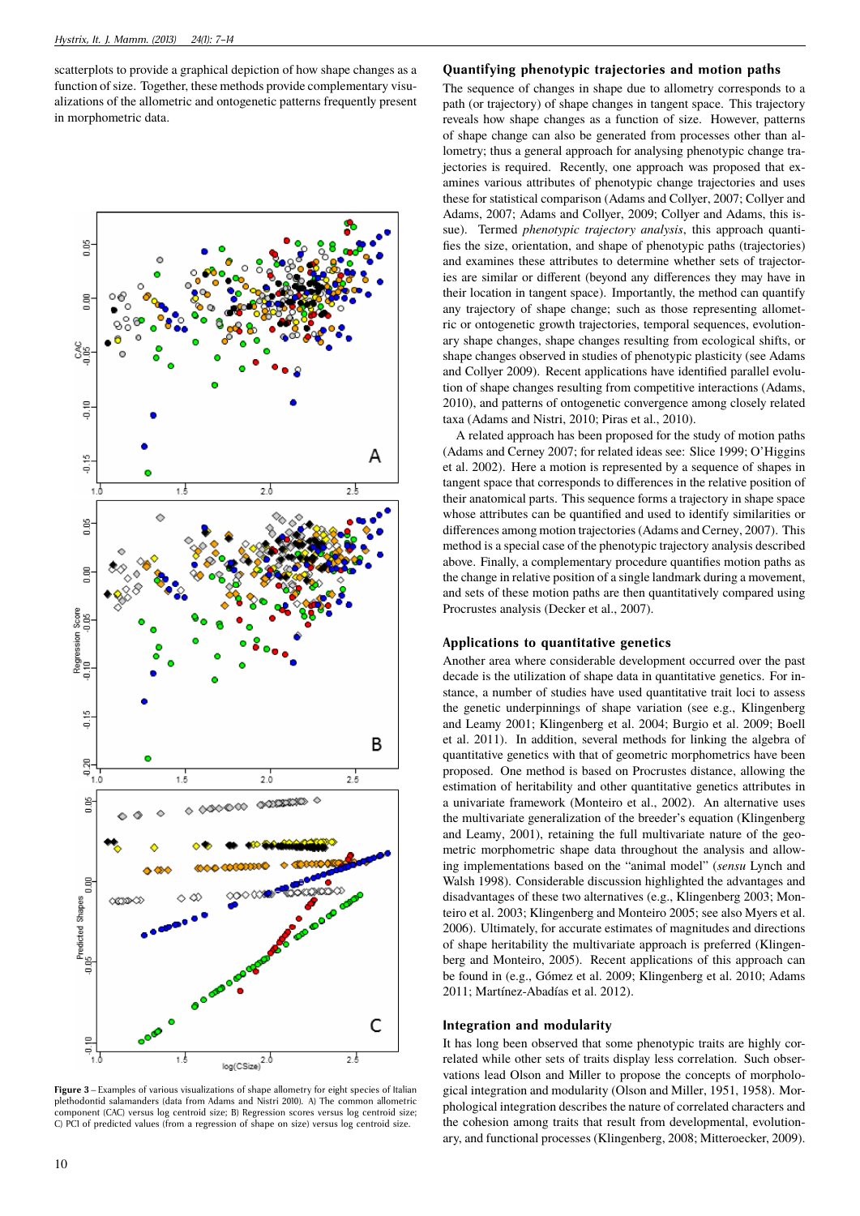scatterplots to provide a graphical depiction of how shape changes as a function of size. Together, these methods provide complementary visualizations of the allometric and ontogenetic patterns frequently present in morphometric data.

**Figure 3** – Examples of various visualizations of shape allometry for eight species of Italian plethodontid salamanders (data from Adams and Nistri 2010). A) The common allometric component (CAC) versus log centroid size; B) Regression scores versus log centroid size; C) PC1 of predicted values (from a regression of shape on size) versus log centroid size.

### Quantifying phenotypic trajectories and motion paths

The sequence of changes in shape due to allometry corresponds to a path (or trajectory) of shape changes in tangent space. This trajectory reveals how shape changes as a function of size. However, patterns of shape change can also be generated from processes other than allometry; thus a general approach for analysing phenotypic change trajectories is required. Recently, one approach was proposed that examines various attributes of phenotypic change trajectories and uses these for statistical comparison (Adams and Collyer, 2007; Collyer and Adams, 2007; Adams and Collyer, 2009; Collyer and Adams, this issue). Termed *phenotypic trajectory analysis*, this approach quantifies the size, orientation, and shape of phenotypic paths (trajectories) and examines these attributes to determine whether sets of trajectories are similar or different (beyond any differences they may have in their location in tangent space). Importantly, the method can quantify any trajectory of shape change; such as those representing allometric or ontogenetic growth trajectories, temporal sequences, evolutionary shape changes, shape changes resulting from ecological shifts, or shape changes observed in studies of phenotypic plasticity (see Adams and Collyer 2009). Recent applications have identified parallel evolution of shape changes resulting from competitive interactions (Adams, 2010), and patterns of ontogenetic convergence among closely related taxa (Adams and Nistri, 2010; Piras et al., 2010).

A related approach has been proposed for the study of motion paths (Adams and Cerney 2007; for related ideas see: Slice 1999; O'Higgins et al. 2002). Here a motion is represented by a sequence of shapes in tangent space that corresponds to differences in the relative position of their anatomical parts. This sequence forms a trajectory in shape space whose attributes can be quantified and used to identify similarities or differences among motion trajectories (Adams and Cerney, 2007). This method is a special case of the phenotypic trajectory analysis described above. Finally, a complementary procedure quantifies motion paths as the change in relative position of a single landmark during a movement, and sets of these motion paths are then quantitatively compared using Procrustes analysis (Decker et al., 2007).

### Applications to quantitative genetics

Another area where considerable development occurred over the past decade is the utilization of shape data in quantitative genetics. For instance, a number of studies have used quantitative trait loci to assess the genetic underpinnings of shape variation (see e.g., Klingenberg and Leamy 2001; Klingenberg et al. 2004; Burgio et al. 2009; Boell et al. 2011). In addition, several methods for linking the algebra of quantitative genetics with that of geometric morphometrics have been proposed. One method is based on Procrustes distance, allowing the estimation of heritability and other quantitative genetics attributes in a univariate framework (Monteiro et al., 2002). An alternative uses the multivariate generalization of the breeder's equation (Klingenberg and Leamy, 2001), retaining the full multivariate nature of the geometric morphometric shape data throughout the analysis and allowing implementations based on the "animal model" (*sensu* Lynch and Walsh 1998). Considerable discussion highlighted the advantages and disadvantages of these two alternatives (e.g., Klingenberg 2003; Monteiro et al. 2003; Klingenberg and Monteiro 2005; see also Myers et al. 2006). Ultimately, for accurate estimates of magnitudes and directions of shape heritability the multivariate approach is preferred (Klingenberg and Monteiro, 2005). Recent applications of this approach can be found in (e.g., Gómez et al. 2009; Klingenberg et al. 2010; Adams 2011; Martínez-Abadías et al. 2012).

### Integration and modularity

It has long been observed that some phenotypic traits are highly correlated while other sets of traits display less correlation. Such observations lead Olson and Miller to propose the concepts of morphological integration and modularity (Olson and Miller, 1951, 1958). Morphological integration describes the nature of correlated characters and the cohesion among traits that result from developmental, evolutionary, and functional processes (Klingenberg, 2008; Mitteroecker, 2009).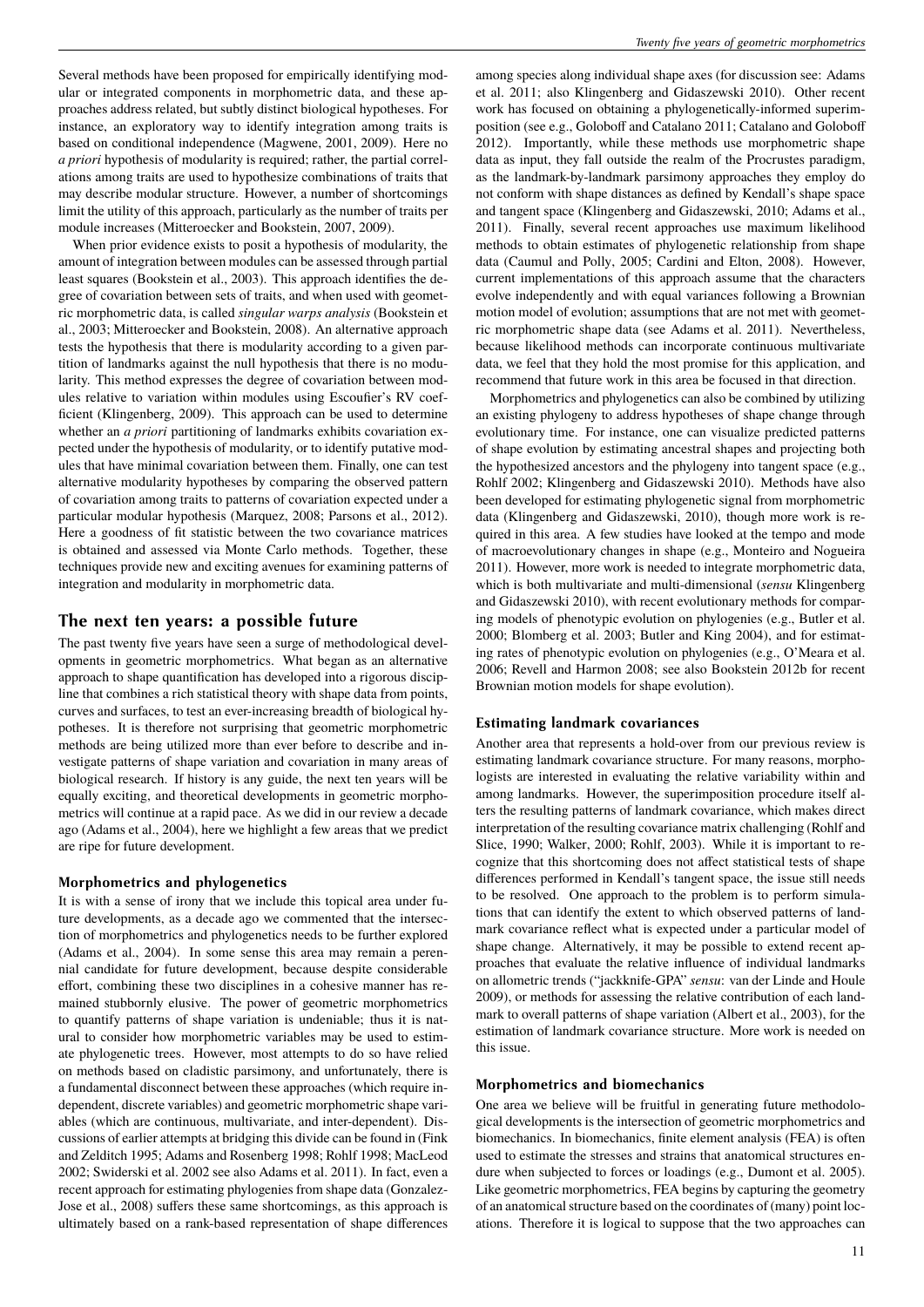Several methods have been proposed for empirically identifying modular or integrated components in morphometric data, and these approaches address related, but subtly distinct biological hypotheses. For instance, an exploratory way to identify integration among traits is based on conditional independence (Magwene, 2001, 2009). Here no *a priori* hypothesis of modularity is required; rather, the partial correlations among traits are used to hypothesize combinations of traits that may describe modular structure. However, a number of shortcomings limit the utility of this approach, particularly as the number of traits per module increases (Mitteroecker and Bookstein, 2007, 2009).

When prior evidence exists to posit a hypothesis of modularity, the amount of integration between modules can be assessed through partial least squares (Bookstein et al., 2003). This approach identifies the degree of covariation between sets of traits, and when used with geometric morphometric data, is called *singular warps analysis* (Bookstein et al., 2003; Mitteroecker and Bookstein, 2008). An alternative approach tests the hypothesis that there is modularity according to a given partition of landmarks against the null hypothesis that there is no modularity. This method expresses the degree of covariation between modules relative to variation within modules using Escoufier's RV coefficient (Klingenberg, 2009). This approach can be used to determine whether an *a priori* partitioning of landmarks exhibits covariation expected under the hypothesis of modularity, or to identify putative modules that have minimal covariation between them. Finally, one can test alternative modularity hypotheses by comparing the observed pattern of covariation among traits to patterns of covariation expected under a particular modular hypothesis (Marquez, 2008; Parsons et al., 2012). Here a goodness of fit statistic between the two covariance matrices is obtained and assessed via Monte Carlo methods. Together, these techniques provide new and exciting avenues for examining patterns of integration and modularity in morphometric data.

## The next ten years: a possible future

The past twenty five years have seen a surge of methodological developments in geometric morphometrics. What began as an alternative approach to shape quantification has developed into a rigorous discipline that combines a rich statistical theory with shape data from points, curves and surfaces, to test an ever-increasing breadth of biological hypotheses. It is therefore not surprising that geometric morphometric methods are being utilized more than ever before to describe and investigate patterns of shape variation and covariation in many areas of biological research. If history is any guide, the next ten years will be equally exciting, and theoretical developments in geometric morphometrics will continue at a rapid pace. As we did in our review a decade ago (Adams et al., 2004), here we highlight a few areas that we predict are ripe for future development.

### Morphometrics and phylogenetics

It is with a sense of irony that we include this topical area under future developments, as a decade ago we commented that the intersection of morphometrics and phylogenetics needs to be further explored (Adams et al., 2004). In some sense this area may remain a perennial candidate for future development, because despite considerable effort, combining these two disciplines in a cohesive manner has remained stubbornly elusive. The power of geometric morphometrics to quantify patterns of shape variation is undeniable; thus it is natural to consider how morphometric variables may be used to estimate phylogenetic trees. However, most attempts to do so have relied on methods based on cladistic parsimony, and unfortunately, there is a fundamental disconnect between these approaches (which require independent, discrete variables) and geometric morphometric shape variables (which are continuous, multivariate, and inter-dependent). Discussions of earlier attempts at bridging this divide can be found in (Fink and Zelditch 1995; Adams and Rosenberg 1998; Rohlf 1998; MacLeod 2002; Swiderski et al. 2002 see also Adams et al. 2011). In fact, even a recent approach for estimating phylogenies from shape data (Gonzalez-Jose et al., 2008) suffers these same shortcomings, as this approach is ultimately based on a rank-based representation of shape differences among species along individual shape axes (for discussion see: Adams et al. 2011; also Klingenberg and Gidaszewski 2010). Other recent work has focused on obtaining a phylogenetically-informed superimposition (see e.g., Goloboff and Catalano 2011; Catalano and Goloboff 2012). Importantly, while these methods use morphometric shape data as input, they fall outside the realm of the Procrustes paradigm, as the landmark-by-landmark parsimony approaches they employ do not conform with shape distances as defined by Kendall's shape space and tangent space (Klingenberg and Gidaszewski, 2010; Adams et al., 2011). Finally, several recent approaches use maximum likelihood methods to obtain estimates of phylogenetic relationship from shape data (Caumul and Polly, 2005; Cardini and Elton, 2008). However, current implementations of this approach assume that the characters evolve independently and with equal variances following a Brownian motion model of evolution; assumptions that are not met with geometric morphometric shape data (see Adams et al. 2011). Nevertheless, because likelihood methods can incorporate continuous multivariate data, we feel that they hold the most promise for this application, and recommend that future work in this area be focused in that direction.

Morphometrics and phylogenetics can also be combined by utilizing an existing phylogeny to address hypotheses of shape change through evolutionary time. For instance, one can visualize predicted patterns of shape evolution by estimating ancestral shapes and projecting both the hypothesized ancestors and the phylogeny into tangent space (e.g., Rohlf 2002; Klingenberg and Gidaszewski 2010). Methods have also been developed for estimating phylogenetic signal from morphometric data (Klingenberg and Gidaszewski, 2010), though more work is required in this area. A few studies have looked at the tempo and mode of macroevolutionary changes in shape (e.g., Monteiro and Nogueira 2011). However, more work is needed to integrate morphometric data, which is both multivariate and multi-dimensional (*sensu* Klingenberg and Gidaszewski 2010), with recent evolutionary methods for comparing models of phenotypic evolution on phylogenies (e.g., Butler et al. 2000; Blomberg et al. 2003; Butler and King 2004), and for estimating rates of phenotypic evolution on phylogenies (e.g., O'Meara et al. 2006; Revell and Harmon 2008; see also Bookstein 2012b for recent Brownian motion models for shape evolution).

### Estimating landmark covariances

Another area that represents a hold-over from our previous review is estimating landmark covariance structure. For many reasons, morphologists are interested in evaluating the relative variability within and among landmarks. However, the superimposition procedure itself alters the resulting patterns of landmark covariance, which makes direct interpretation of the resulting covariance matrix challenging (Rohlf and Slice, 1990; Walker, 2000; Rohlf, 2003). While it is important to recognize that this shortcoming does not affect statistical tests of shape differences performed in Kendall's tangent space, the issue still needs to be resolved. One approach to the problem is to perform simulations that can identify the extent to which observed patterns of landmark covariance reflect what is expected under a particular model of shape change. Alternatively, it may be possible to extend recent approaches that evaluate the relative influence of individual landmarks on allometric trends ("jackknife-GPA" *sensu*: van der Linde and Houle 2009), or methods for assessing the relative contribution of each landmark to overall patterns of shape variation (Albert et al., 2003), for the estimation of landmark covariance structure. More work is needed on this issue.

### Morphometrics and biomechanics

One area we believe will be fruitful in generating future methodological developments is the intersection of geometric morphometrics and biomechanics. In biomechanics, finite element analysis (FEA) is often used to estimate the stresses and strains that anatomical structures endure when subjected to forces or loadings (e.g., Dumont et al. 2005). Like geometric morphometrics, FEA begins by capturing the geometry of an anatomical structure based on the coordinates of (many) point locations. Therefore it is logical to suppose that the two approaches can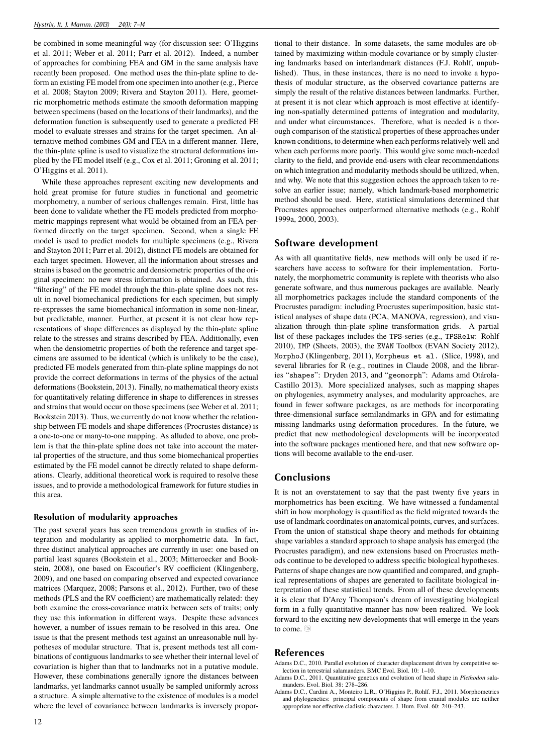be combined in some meaningful way (for discussion see: O'Higgins et al. 2011; Weber et al. 2011; Parr et al. 2012). Indeed, a number of approaches for combining FEA and GM in the same analysis have recently been proposed. One method uses the thin-plate spline to deform an existing FE model from one specimen into another (e.g., Pierce et al. 2008; Stayton 2009; Rivera and Stayton 2011). Here, geometric morphometric methods estimate the smooth deformation mapping between specimens (based on the locations of their landmarks), and the deformation function is subsequently used to generate a predicted FE model to evaluate stresses and strains for the target specimen. An alternative method combines GM and FEA in a different manner. Here, the thin-plate spline is used to visualize the structural deformations implied by the FE model itself (e.g., Cox et al. 2011; Groning et al. 2011; O'Higgins et al. 2011).

While these approaches represent exciting new developments and hold great promise for future studies in functional and geometric morphometry, a number of serious challenges remain. First, little has been done to validate whether the FE models predicted from morphometric mappings represent what would be obtained from an FEA performed directly on the target specimen. Second, when a single FE model is used to predict models for multiple specimens (e.g., Rivera and Stayton 2011; Parr et al. 2012), distinct FE models are obtained for each target specimen. However, all the information about stresses and strains is based on the geometric and densiometric properties of the original specimen: no new stress information is obtained. As such, this "filtering" of the FE model through the thin-plate spline does not result in novel biomechanical predictions for each specimen, but simply re-expresses the same biomechanical information in some non-linear, but predictable, manner. Further, at present it is not clear how representations of shape differences as displayed by the thin-plate spline relate to the stresses and strains described by FEA. Additionally, even when the densiometric properties of both the reference and target specimens are assumed to be identical (which is unlikely to be the case), predicted FE models generated from thin-plate spline mappings do not provide the correct deformations in terms of the physics of the actual deformations (Bookstein, 2013). Finally, no mathematical theory exists for quantitatively relating difference in shape to differences in stresses and strains that would occur on those specimens (see Weber et al. 2011; Bookstein 2013). Thus, we currently do not know whether the relationship between FE models and shape differences (Procrustes distance) is a one-to-one or many-to-one mapping. As alluded to above, one problem is that the thin-plate spline does not take into account the material properties of the structure, and thus some biomechanical properties estimated by the FE model cannot be directly related to shape deformations. Clearly, additional theoretical work is required to resolve these issues, and to provide a methodological framework for future studies in this area.

### Resolution of modularity approaches

The past several years has seen tremendous growth in studies of integration and modularity as applied to morphometric data. In fact, three distinct analytical approaches are currently in use: one based on partial least squares (Bookstein et al., 2003; Mitteroecker and Bookstein, 2008), one based on Escoufier's RV coefficient (Klingenberg, 2009), and one based on comparing observed and expected covariance matrices (Marquez, 2008; Parsons et al., 2012). Further, two of these methods (PLS and the RV coefficient) are mathematically related: they both examine the cross-covariance matrix between sets of traits; only they use this information in different ways. Despite these advances however, a number of issues remain to be resolved in this area. One issue is that the present methods test against an unreasonable null hypotheses of modular structure. That is, present methods test all combinations of contiguous landmarks to see whether their internal level of covariation is higher than that to landmarks not in a putative module. However, these combinations generally ignore the distances between landmarks, yet landmarks cannot usually be sampled uniformly across a structure. A simple alternative to the existence of modules is a model where the level of covariance between landmarks is inversely proportional to their distance. In some datasets, the same modules are obtained by maximizing within-module covariance or by simply clustering landmarks based on interlandmark distances (F.J. Rohlf, unpublished). Thus, in these instances, there is no need to invoke a hypothesis of modular structure, as the observed covariance patterns are simply the result of the relative distances between landmarks. Further, at present it is not clear which approach is most effective at identifying non-spatially determined patterns of integration and modularity, and under what circumstances. Therefore, what is needed is a thorough comparison of the statistical properties of these approaches under known conditions, to determine when each performs relatively well and when each performs more poorly. This would give some much-needed clarity to the field, and provide end-users with clear recommendations on which integration and modularity methods should be utilized, when, and why. We note that this suggestion echoes the approach taken to resolve an earlier issue; namely, which landmark-based morphometric method should be used. Here, statistical simulations determined that Procrustes approaches outperformed alternative methods (e.g., Rohlf 1999a, 2000, 2003).

## Software development

As with all quantitative fields, new methods will only be used if researchers have access to software for their implementation. Fortunately, the morphometric community is replete with theorists who also generate software, and thus numerous packages are available. Nearly all morphometrics packages include the standard components of the Procrustes paradigm: including Procrustes superimposition, basic statistical analyses of shape data (PCA, MANOVA, regression), and visualization through thin-plate spline transformation grids. A partial list of these packages includes the `TPS`-series (e.g., `TPSRelw`: Rohlf 2010), `IMP` (Sheets, 2003), the `EVAN` Toolbox (EVAN Society 2012), `MorphoJ` (Klingenberg, 2011), `Morpheus et al.` (Slice, 1998), and several libraries for R (e.g., routines in Claude 2008, and the libraries "`shapes`": Dryden 2013, and "`geomorph`": Adams amd Otárola-Castillo 2013). More specialized analyses, such as mapping shapes on phylogenies, asymmetry analyses, and modularity approaches, are found in fewer software packages, as are methods for incorporating three-dimensional surface semilandmarks in GPA and for estimating missing landmarks using deformation procedures. In the future, we predict that new methodological developments will be incorporated into the software packages mentioned here, and that new software options will become available to the end-user.

## Conclusions

It is not an overstatement to say that the past twenty five years in morphometrics has been exciting. We have witnessed a fundamental shift in how morphology is quantified as the field migrated towards the use of landmark coordinates on anatomical points, curves, and surfaces. From the union of statistical shape theory and methods for obtaining shape variables a standard approach to shape analysis has emerged (the Procrustes paradigm), and new extensions based on Procrustes methods continue to be developed to address specific biological hypotheses. Patterns of shape changes are now quantified and compared, and graphical representations of shapes are generated to facilitate biological interpretation of these statistical trends. From all of these developments it is clear that D'Arcy Thompson's dream of investigating biological form in a fully quantitative manner has now been realized. We look forward to the exciting new developments that will emerge in the years to come.

## References

Adams D.C., 2010. Parallel evolution of character displacement driven by competitive selection in terrestrial salamanders. BMC Evol. Biol. 10: 1–10.

Adams D.C., 2011. Quantitative genetics and evolution of head shape in *Plethodon* salamanders. Evol. Biol. 38: 278–286.

Adams D.C., Cardini A., Monteiro L.R., O'Higgins P., Rohlf. F.J., 2011. Morphometrics and phylogenetics: principal components of shape from cranial modules are neither appropriate nor effective cladistic characters. J. Hum. Evol. 60: 240–243.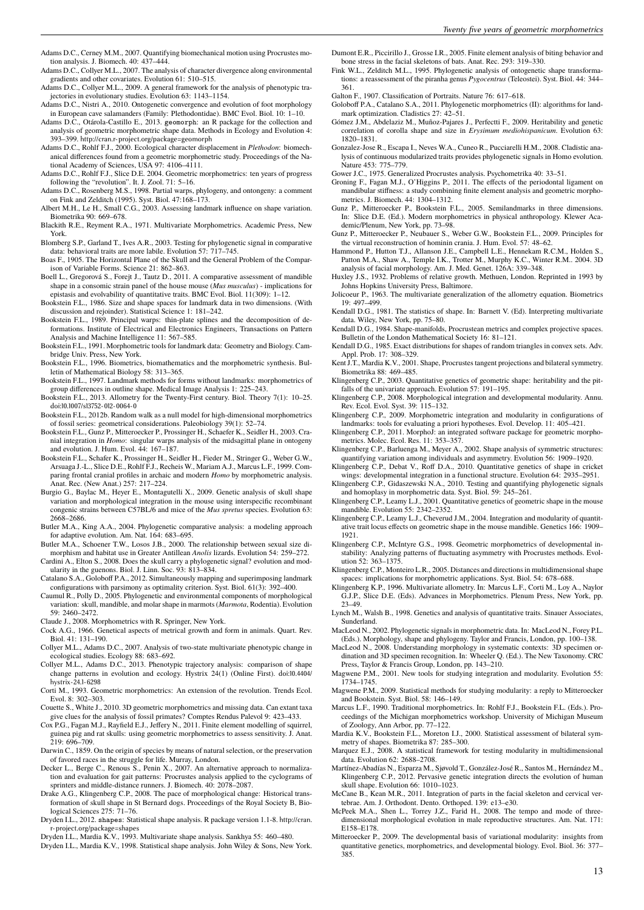Adams D.C., Cerney M.M., 2007. Quantifying biomechanical motion using Procrustes motion analysis. J. Biomech. 40: 437–444.

Adams D.C., Collyer M.L., 2007. The analysis of character divergence along environmental gradients and other covariates. Evolution 61: 510–515.

Adams D.C., Collyer M.L., 2009. A general framework for the analysis of phenotypic trajectories in evolutionary studies. Evolution 63: 1143–1154.

Adams D.C., Nistri A., 2010. Ontogenetic convergence and evolution of foot morphology in European cave salamanders (Family: Plethodontidae). BMC Evol. Biol. 10: 1–10.

Adams D.C., Otárola-Castillo E., 2013. geomorph: an R package for the collection and analysis of geometric morphometric shape data. Methods in Ecology and Evolution 4: 393–399. http://cran.r-project.org/package=geomorph

Adams D.C., Rohlf F.J., 2000. Ecological character displacement in *Plethodon*: biomechanical differences found from a geometric morphometric study. Proceedings of the National Academy of Sciences, USA 97: 4106–4111.

Adams D.C., Rohlf F.J., Slice D.E. 2004. Geometric morphometrics: ten years of progress following the "revolution". It. J. Zool. 71: 5–16.

Adams D.C., Rosenberg M.S., 1998. Partial warps, phylogeny, and ontongeny: a comment on Fink and Zelditch (1995). Syst. Biol. 47:168–173.

Albert M.H., Le H., Small C.G., 2003. Assessing landmark influence on shape variation. Biometrika 90: 669–678.

Blackith R.E., Reyment R.A., 1971. Multivariate Morphometrics. Academic Press, New York.

Blomberg S.P., Garland T., Ives A.R., 2003. Testing for phylogenetic signal in comparative data: behavioral traits are more labile. Evolution 57: 717–745.

Boas F., 1905. The Horizontal Plane of the Skull and the General Problem of the Comparison of Variable Forms. Science 21: 862–863.

Boell L., Gregorová S., Forejt J., Tautz D., 2011. A comparative assessment of mandible shape in a consomic strain panel of the house mouse (*Mus musculus*) - implications for epistasis and evolvability of quantitative traits. BMC Evol. Biol. 11(309): 1–12.

Bookstein F.L., 1986. Size and shape spaces for landmark data in two dimensions. (With discussion and rejoinder). Statistical Science 1: 181–242.

Bookstein F.L., 1989. Principal warps: thin-plate splines and the decomposition of deformations. Institute of Electrical and Electronics Engineers, Transactions on Pattern Analysis and Machine Intelligence 11: 567–585.

Bookstein F.L., 1991. Morphometric tools for landmark data: Geometry and Biology. Cambridge Univ. Press, New York.

Bookstein F.L., 1996. Biometrics, biomathematics and the morphometric synthesis. Bulletin of Mathematical Biology 58: 313–365.

Bookstein F.L., 1997. Landmark methods for forms without landmarks: morphometrics of group differences in outline shape. Medical Image Analysis 1: 225–243.

Bookstein F.L., 2013. Allometry for the Twenty-First century. Biol. Theory 7(1): 10–25. doi:10.1007/s13752-012-0064-0

Bookstein F.L., 2012b. Random walk as a null model for high-dimensional morphometrics of fossil series: geometrical considerations. Paleobiology 39(1): 52–74.

Bookstein F.L., Gunz P., Mitteroecker P., Prossinger H., Schaefer K., Seidler H., 2003. Cranial integration in *Homo*: singular warps analysis of the midsagittal plane in ontogeny and evolution. J. Hum. Evol. 44: 167–187.

Bookstein F.L., Schafer K., Prossinger H., Seidler H., Fieder M., Stringer G., Weber G.W., Arsuaga J.-L., Slice D.E., Rohlf F.J., Recheis W., Mariam A.J., Marcus L.F., 1999. Comparing frontal cranial profiles in archaic and modern *Homo* by morphometric analysis. Anat. Rec. (New Anat.) 257: 217–224.

Burgio G., Baylac M., Heyer E., Montagutelli X., 2009. Genetic analysis of skull shape variation and morphological integration in the mouse using interspecific recombinant congenic strains between C57BL/6 and mice of the *Mus spretus* species. Evolution 63: 2668–2686.

Butler M.A., King A.A., 2004. Phylogenetic comparative analysis: a modeling approach for adaptive evolution. Am. Nat. 164: 683–695.

Butler M.A., Schoener T.W., Losos J.B., 2000. The relationship between sexual size dimorphism and habitat use in Greater Antillean *Anolis* lizards. Evolution 54: 259–272.

Cardini A., Elton S., 2008. Does the skull carry a phylogenetic signal? evolution and modularity in the guenons. Biol. J. Linn. Soc. 93: 813–834.

Catalano S.A., Goloboff P.A., 2012. Simultaneously mapping and superimposing landmark configurations with parsimony as optimality criterion. Syst. Biol. 61(3): 392–400.

Caumul R., Polly D., 2005. Phylogenetic and environmental components of morphological variation: skull, mandible, and molar shape in marmots (*Marmota*, Rodentia). Evolution 59: 2460–2472.

Claude J., 2008. Morphometrics with R. Springer, New York.

Cock A.G., 1966. Genetical aspects of metrical growth and form in animals. Quart. Rev. Biol. 41: 131–190.

Collyer M.L., Adams D.C., 2007. Analysis of two-state multivariate phenotypic change in ecological studies. Ecology 88: 683–692.

Collyer M.L., Adams D.C., 2013. Phenotypic trajectory analysis: comparison of shape change patterns in evolution and ecology. Hystrix 24(1) (Online First). doi:10.4404/hystrix-24.1-6298

Corti M., 1993. Geometric morphometrics: An extension of the revolution. Trends Ecol. Evol. 8: 302–303.

Couette S., White J., 2010. 3D geometric morphometrics and missing data. Can extant taxa give clues for the analysis of fossil primates? Comptes Rendus Palevol 9: 423–433.

Cox P.G., Fagan M.J., Rayfield E.J., Jeffery N., 2011. Finite element modelling of squirrel, guinea pig and rat skulls: using geometric morphometrics to assess sensitivity. J. Anat. 219: 696–709.

Darwin C., 1859. On the origin of species by means of natural selection, or the preservation of favored races in the struggle for life. Murray, London.

Decker L., Berge C., Renous S., Penin X., 2007. An alternative approach to normalization and evaluation for gait patterns: Procrustes analysis applied to the cyclograms of sprinters and middle-distance runners. J. Biomech. 40: 2078–2087.

Drake A.G., Klingenberg C.P., 2008. The pace of morphological change: Historical transformation of skull shape in St Bernard dogs. Proceedings of the Royal Society B, Biological Sciences 275: 71–76.

Dryden I.L., 2012. shapes: Statistical shape analysis. R package version 1.1-8. http://cran.r-project.org/package=shapes

Dryden I.L., Mardia K.V., 1993. Multivariate shape analysis. Sankhya 55: 460–480.

Dryden I.L., Mardia K.V., 1998. Statistical shape analysis. John Wiley & Sons, New York.

Dumont E.R., Piccirillo J., Grosse I.R., 2005. Finite element analysis of biting behavior and bone stress in the facial skeletons of bats. Anat. Rec. 293: 319–330.

Fink W.L., Zelditch M.L., 1995. Phylogenetic analysis of ontogenetic shape transformations: a reassessment of the piranha genus *Pygocentrus* (Teleostei). Syst. Biol. 44: 344–361.

Galton F., 1907. Classification of Portraits. Nature 76: 617–618.

Goloboff P.A., Catalano S.A., 2011. Phylogenetic morphometrics (II): algorithms for landmark optimization. Cladistics 27: 42–51.

Gómez J.M., Abdelaziz M., Muñoz-Pajares J., Perfectti F., 2009. Heritability and genetic correlation of corolla shape and size in *Erysimum mediohispanicum*. Evolution 63: 1820–1831.

Gonzalez-Jose R., Escapa I., Neves W.A., Cuneo R., Pucciarelli H.M., 2008. Cladistic analysis of continuous modularized traits provides phylogenetic signals in Homo evolution. Nature 453: 775–779.

Gower J.C., 1975. Generalized Procrustes analysis. Psychometrika 40: 33–51.

Groning F., Fagan M.J., O'Higgins P., 2011. The effects of the periodontal ligament on mandibular stiffness: a study combining finite element analysis and geometric morphometrics. J. Biomech. 44: 1304–1312.

Gunz P., Mitteroecker P., Bookstein F.L., 2005. Semilandmarks in three dimensions. In: Slice D.E. (Ed.). Modern morphometrics in physical anthropology. Klewer Academic/Plenum, New York, pp. 73–98.

Gunz P., Mitteroecker P., Neubauer S., Weber G.W., Bookstein F.L., 2009. Principles for the virtual reconstruction of hominin crania. J. Hum. Evol. 57: 48–62.

Hammond P., Hutton T.J., Allanson J.E., Campbell L.E., Hennekam R.C.M., Holden S., Patton M.A., Shaw A., Temple I.K., Trotter M., Murphy K.C., Winter R.M.. 2004. 3D analysis of facial morphology. Am. J. Med. Genet. 126A: 339–348.

Huxley J.S., 1932. Problems of relative growth. Methuen, London. Reprinted in 1993 by Johns Hopkins University Press, Baltimore.

Jolicoeur P., 1963. The multivariate generalization of the allometry equation. Biometrics 19: 497–499.

Kendall D.G., 1981. The statistics of shape. In: Barnett V. (Ed). Interpreting multivariate data. Wiley, New York, pp. 75–80.

Kendall D.G., 1984. Shape-manifolds, Procrustean metrics and complex projective spaces. Bulletin of the London Mathematical Society 16: 81–121.

Kendall D.G., 1985. Exact distributions for shapes of random triangles in convex sets. Adv. Appl. Prob. 17: 308–329.

Kent J.T., Mardia K.V., 2001. Shape, Procrustes tangent projections and bilateral symmetry. Biometrika 88: 469–485.

Klingenberg C.P., 2003. Quantitative genetics of geometric shape: heritability and the pitfalls of the univariate approach. Evolution 57: 191–195.

Klingenberg C.P., 2008. Morphological integration and developmental modularity. Annu. Rev. Ecol. Evol. Syst. 39: 115–132.

Klingenberg C.P., 2009. Morphometric integration and modularity in configurations of landmarks: tools for evaluating a priori hypotheses. Evol. Develop. 11: 405–421.

Klingenberg C.P., 2011. MorphoJ: an integrated software package for geometric morphometrics. Molec. Ecol. Res. 11: 353–357.

Klingenberg C.P., Barluenga M., Meyer A., 2002. Shape analysis of symmetric structures: quantifying variation among individuals and asymmetry. Evolution 56: 1909–1920.

Klingenberg C.P., Debat V., Roff D.A., 2010. Quantitative genetics of shape in cricket wings: developmental integration in a functional structure. Evolution 64: 2935–2951.

Klingenberg C.P., Gidaszewski N.A., 2010. Testing and quantifying phylogenetic signals and homoplasy in morphometric data. Syst. Biol. 59: 245–261.

Klingenberg C.P., Leamy L.J., 2001. Quantitative genetics of geometric shape in the mouse mandible. Evolution 55: 2342–2352.

Klingenberg C.P., Leamy L.J., Cheverud J.M., 2004. Integration and modularity of quantitative trait locus effects on geometric shape in the mouse mandible. Genetics 166: 1909–1921.

Klingenberg C.P., McIntyre G.S., 1998. Geometric morphometrics of developmental instability: Analyzing patterns of fluctuating asymmetry with Procrustes methods. Evolution 52: 363–1375.

Klingenberg C.P., Monteiro L.R., 2005. Distances and directions in multidimensional shape spaces: implications for morphometric applications. Syst. Biol. 54: 678–688.

Klingenberg K.P., 1996. Multivariate allometry. In: Marcus L.F., Corti M., Loy A., Naylor G.J.P., Slice D.E. (Eds). Advances in Morphometrics. Plenum Press, New York, pp. 23–49.

Lynch M., Walsh B., 1998. Genetics and analysis of quantitative traits. Sinauer Associates, Sunderland.

MacLeod N., 2002. Phylogenetic signals in morphometric data. In: MacLeod N., Forey P.L. (Eds.). Morphology, shape and phylogeny. Taylor and Francis, London, pp. 100–138.

MacLeod N., 2008. Understanding morphology in systematic contexts: 3D specimen ordination and 3D specimen recognition. In: Wheeler Q. (Ed.). The New Taxonomy. CRC Press, Taylor & Francis Group, London, pp. 143–210.

Magwene P.M., 2001. New tools for studying integration and modularity. Evolution 55: 1734–1745.

Magwene P.M., 2009. Statistical methods for studying modularity: a reply to Mitteroecker and Bookstein. Syst. Biol. 58: 146–149.

Marcus L.F., 1990. Traditional morphometrics. In: Rohlf F.J., Bookstein F.L. (Eds.). Proceedings of the Michigan morphometrics workshop. University of Michigan Museum of Zoology, Ann Arbor, pp. 77–122.

Mardia K.V., Bookstein F.L., Moreton I.J., 2000. Statistical assessment of bilateral symmetry of shapes. Biometrika 87: 285–300.

Marquez E.J., 2008. A statistical framework for testing modularity in multidimensional data. Evolution 62: 2688–2708.

Martínez-Abadías N., Esparza M., Sjøvold T., González-José R., Santos M., Hernández M., Klingenberg C.P., 2012. Pervasive genetic integration directs the evolution of human skull shape. Evolution 66: 1010–1023.

McCane B., Kean M.R., 2011. Integration of parts in the facial skeleton and cervical vertebrae. Am. J. Orthodont. Dento. Orthoped. 139: e13–e30.

McPeek M.A., Shen L., Torrey J.Z., Farid H., 2008. The tempo and mode of three-dimensional morphological evolution in male reproductive structures. Am. Nat. 171: E158–E178.

Mitteroecker P., 2009. The developmental basis of variational modularity: insights from quantitative genetics, morphometrics, and developmental biology. Evol. Biol. 36: 377–385.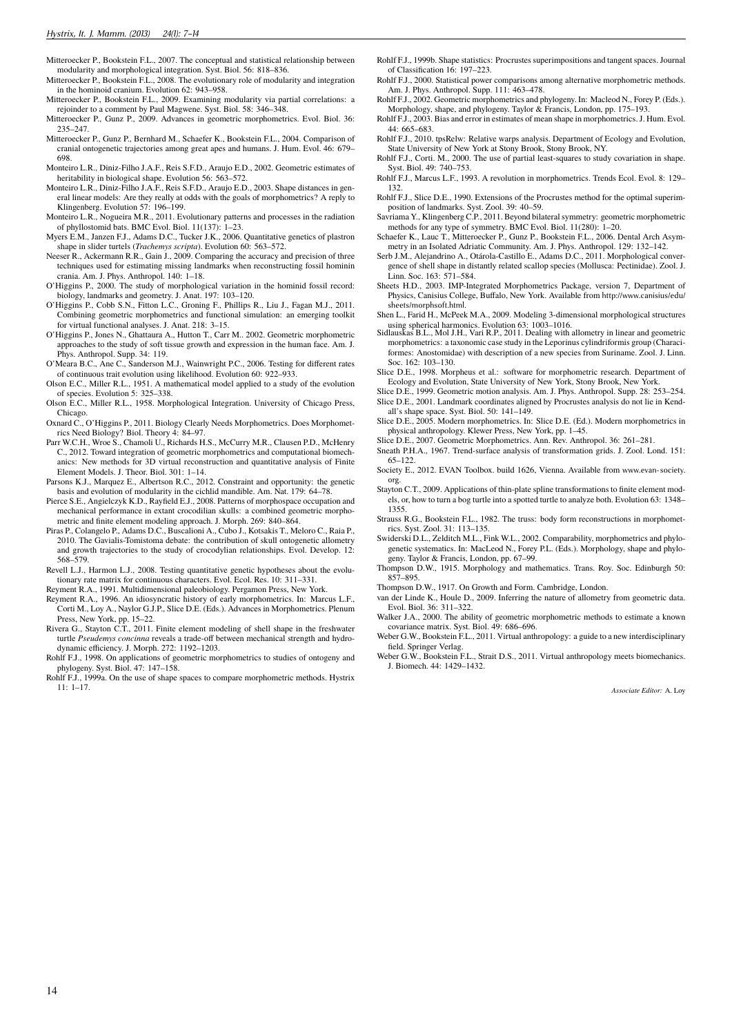Mitteroecker P., Bookstein F.L., 2007. The conceptual and statistical relationship between modularity and morphological integration. Syst. Biol. 56: 818–836.

Mitteroecker P., Bookstein F.L., 2008. The evolutionary role of modularity and integration in the hominoid cranium. Evolution 62: 943–958.

Mitteroecker P., Bookstein F.L., 2009. Examining modularity via partial correlations: a rejoinder to a comment by Paul Magwene. Syst. Biol. 58: 346–348.

Mitteroecker P., Gunz P., 2009. Advances in geometric morphometrics. Evol. Biol. 36: 235–247.

Mitteroecker P., Gunz P., Bernhard M., Schaefer K., Bookstein F.L., 2004. Comparison of cranial ontogenetic trajectories among great apes and humans. J. Hum. Evol. 46: 679–698.

Monteiro L.R., Diniz-Filho J.A.F., Reis S.F.D., Araujo E.D., 2002. Geometric estimates of heritability in biological shape. Evolution 56: 563–572.

Monteiro L.R., Diniz-Filho J.A.F., Reis S.F.D., Araujo E.D., 2003. Shape distances in general linear models: Are they really at odds with the goals of morphometrics? A reply to Klingenberg. Evolution 57: 196–199.

Monteiro L.R., Nogueira M.R., 2011. Evolutionary patterns and processes in the radiation of phyllostomid bats. BMC Evol. Biol. 11(137): 1–23.

Myers E.M., Janzen F.J., Adams D.C., Tucker J.K., 2006. Quantitative genetics of plastron shape in slider turtels (*Trachemys scripta*). Evolution 60: 563–572.

Neeser R., Ackermann R.R., Gain J., 2009. Comparing the accuracy and precision of three techniques used for estimating missing landmarks when reconstructing fossil hominin crania. Am. J. Phys. Anthropol. 140: 1–18.

O'Higgins P., 2000. The study of morphological variation in the hominid fossil record: biology, landmarks and geometry. J. Anat. 197: 103–120.

O'Higgins P., Cobb S.N., Fitton L.C., Groning F., Phillips R., Liu J., Fagan M.J., 2011. Combining geometric morphometrics and functional simulation: an emerging toolkit for virtual functional analyses. J. Anat. 218: 3–15.

O'Higgins P., Jones N., Ghattaura A., Hutton T., Carr M.. 2002. Geometric morphometric approaches to the study of soft tissue growth and expression in the human face. Am. J. Phys. Anthropol. Supp. 34: 119.

O'Meara B.C., Ane C., Sanderson M.J., Wainwright P.C., 2006. Testing for different rates of continuous trait evolution using likelihood. Evolution 60: 922–933.

Olson E.C., Miller R.L., 1951. A mathematical model applied to a study of the evolution of species. Evolution 5: 325–338.

Olson E.C., Miller R.L., 1958. Morphological Integration. University of Chicago Press, Chicago.

Oxnard C., O'Higgins P., 2011. Biology Clearly Needs Morphometrics. Does Morphometrics Need Biology? Biol. Theory 4: 84–97.

Parr W.C.H., Wroe S., Chamoli U., Richards H.S., McCurry M.R., Clausen P.D., McHenry C., 2012. Toward integration of geometric morphometrics and computational biomechanics: New methods for 3D virtual reconstruction and quantitative analysis of Finite Element Models. J. Theor. Biol. 301: 1–14.

Parsons K.J., Marquez E., Albertson R.C., 2012. Constraint and opportunity: the genetic basis and evolution of modularity in the cichlid mandible. Am. Nat. 179: 64–78.

Pierce S.E., Angielczyk K.D., Rayfield E.J., 2008. Patterns of morphospace occupation and mechanical performance in extant crocodilian skulls: a combined geometric morphometric and finite element modeling approach. J. Morph. 269: 840–864.

Piras P., Colangelo P., Adams D.C., Buscalioni A., Cubo J., Kotsakis T., Meloro C., Raia P., 2010. The Gavialis-Tomistoma debate: the contribution of skull ontogenetic allometry and growth trajectories to the study of crocodylian relationships. Evol. Develop. 12: 568–579.

Revell L.J., Harmon L.J., 2008. Testing quantitative genetic hypotheses about the evolutionary rate matrix for continuous characters. Evol. Ecol. Res. 10: 311–331.

Reyment R.A., 1991. Multidimensional paleobiology. Pergamon Press, New York.

Reyment R.A., 1996. An idiosyncratic history of early morphometrics. In: Marcus L.F., Corti M., Loy A., Naylor G.J.P., Slice D.E. (Eds.). Advances in Morphometrics. Plenum Press, New York, pp. 15–22.

Rivera G., Stayton C.T., 2011. Finite element modeling of shell shape in the freshwater turtle *Pseudemys concinna* reveals a trade-off between mechanical strength and hydrodynamic efficiency. J. Morph. 272: 1192–1203.

Rohlf F.J., 1998. On applications of geometric morphometrics to studies of ontogeny and phylogeny. Syst. Biol. 47: 147–158.

Rohlf F.J., 1999a. On the use of shape spaces to compare morphometric methods. Hystrix 11: 1–17.

Rohlf F.J., 1999b. Shape statistics: Procrustes superimpositions and tangent spaces. Journal of Classification 16: 197–223.

Rohlf F.J., 2000. Statistical power comparisons among alternative morphometric methods. Am. J. Phys. Anthropol. Supp. 111: 463–478.

Rohlf F.J., 2002. Geometric morphometrics and phylogeny. In: Macleod N., Forey P. (Eds.). Morphology, shape, and phylogeny. Taylor & Francis, London, pp. 175–193.

Rohlf F.J., 2003. Bias and error in estimates of mean shape in morphometrics. J. Hum. Evol. 44: 665–683.

Rohlf F.J., 2010. tpsRelw: Relative warps analysis. Department of Ecology and Evolution, State University of New York at Stony Brook, Stony Brook, NY.

Rohlf F.J., Corti. M., 2000. The use of partial least-squares to study covariation in shape. Syst. Biol. 49: 740–753.

Rohlf F.J., Marcus L.F., 1993. A revolution in morphometrics. Trends Ecol. Evol. 8: 129–132.

Rohlf F.J., Slice D.E., 1990. Extensions of the Procrustes method for the optimal superimposition of landmarks. Syst. Zool. 39: 40–59.

Savriama Y., Klingenberg C.P., 2011. Beyond bilateral symmetry: geometric morphometric methods for any type of symmetry. BMC Evol. Biol. 11(280): 1–20.

Schaefer K., Lauc T., Mitteroecker P., Gunz P., Bookstein F.L., 2006. Dental Arch Asymmetry in an Isolated Adriatic Community. Am. J. Phys. Anthropol. 129: 132–142.

Serb J.M., Alejandrino A., Otárola-Castillo E., Adams D.C., 2011. Morphological convergence of shell shape in distantly related scallop species (Mollusca: Pectinidae). Zool. J. Linn. Soc. 163: 571–584.

Sheets H.D., 2003. IMP-Integrated Morphometrics Package, version 7, Department of Physics, Canisius College, Buffalo, New York. Available from http://www.canisius/edu/sheets/morphsoft.html.

Shen L., Farid H., McPeek M.A., 2009. Modeling 3-dimensional morphological structures using spherical harmonics. Evolution 63: 1003–1016.

Sidlauskas B.L., Mol J.H., Vari R.P., 2011. Dealing with allometry in linear and geometric morphometrics: a taxonomic case study in the Leporinus cylindriformis group (Characiformes: Anostomidae) with description of a new species from Suriname. Zool. J. Linn. Soc. 162: 103–130.

Slice D.E., 1998. Morpheus et al.: software for morphometric research. Department of Ecology and Evolution, State University of New York, Stony Brook, New York.

Slice D.E., 1999. Geometric motion analysis. Am. J. Phys. Anthropol. Supp. 28: 253–254.

Slice D.E., 2001. Landmark coordinates aligned by Procrustes analysis do not lie in Kendall's shape space. Syst. Biol. 50: 141–149.

Slice D.E., 2005. Modern morphometrics. In: Slice D.E. (Ed.). Modern morphometrics in physical anthropology. Klewer Press, New York, pp. 1–45.

Slice D.E., 2007. Geometric Morphometrics. Ann. Rev. Anthropol. 36: 261–281.

Sneath P.H.A., 1967. Trend-surface analysis of transformation grids. J. Zool. Lond. 151: 65–122.

Society E., 2012. EVAN Toolbox. build 1626, Vienna. Available from www.evan-society.org.

Stayton C.T., 2009. Applications of thin-plate spline transformations to finite element models, or, how to turn a bog turtle into a spotted turtle to analyze both. Evolution 63: 1348–1355.

Strauss R.G., Bookstein F.L., 1982. The truss: body form reconstructions in morphometrics. Syst. Zool. 31: 113–135.

Swiderski D.L., Zelditch M.L., Fink W.L., 2002. Comparability, morphometrics and phylogenetic systematics. In: MacLeod N., Forey P.L. (Eds.). Morphology, shape and phylogeny. Taylor & Francis, London, pp. 67–99.

Thompson D.W., 1915. Morphology and mathematics. Trans. Roy. Soc. Edinburgh 50: 857–895.

Thompson D.W., 1917. On Growth and Form. Cambridge, London.

van der Linde K., Houle D., 2009. Inferring the nature of allometry from geometric data. Evol. Biol. 36: 311–322.

Walker J.A., 2000. The ability of geometric morphometric methods to estimate a known covariance matrix. Syst. Biol. 49: 686–696.

Weber G.W., Bookstein F.L., 2011. Virtual anthropology: a guide to a new interdisciplinary field. Springer Verlag.

Weber G.W., Bookstein F.L., Strait D.S., 2011. Virtual anthropology meets biomechanics. J. Biomech. 44: 1429–1432.

*Associate Editor:* A. Loy